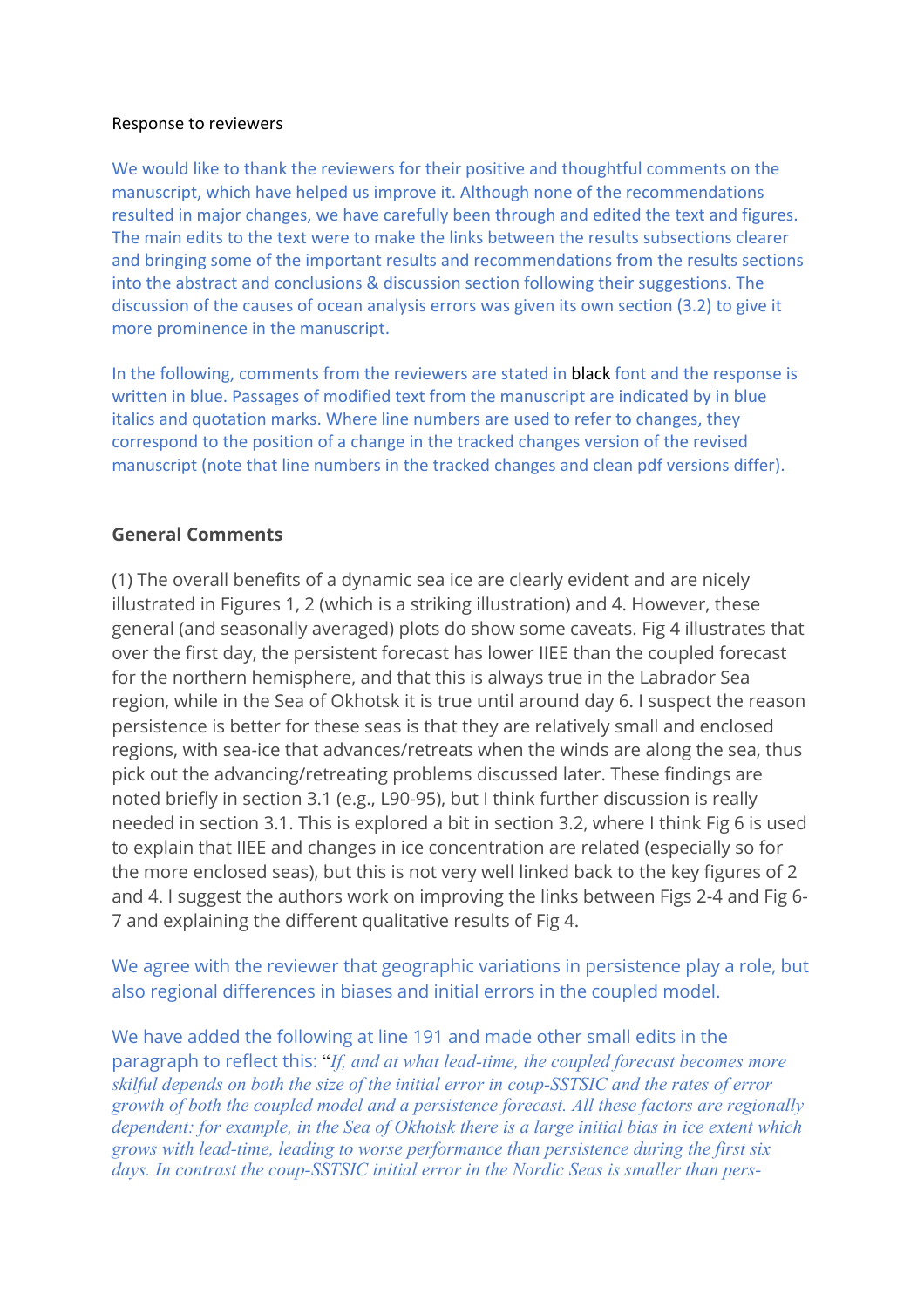Response to reviewers

We would like to thank the reviewers for their positive and thoughtful comments on the manuscript, which have helped us improve it. Although none of the recommendations resulted in major changes, we have carefully been through and edited the text and figures. The main edits to the text were to make the links between the results subsections clearer and bringing some of the important results and recommendations from the results sections into the abstract and conclusions & discussion section following their suggestions. The discussion of the causes of ocean analysis errors was given its own section (3.2) to give it more prominence in the manuscript.

In the following, comments from the reviewers are stated in black font and the response is written in blue. Passages of modified text from the manuscript are indicated by in blue italics and quotation marks. Where line numbers are used to refer to changes, they correspond to the position of a change in the tracked changes version of the revised manuscript (note that line numbers in the tracked changes and clean pdf versions differ).

## General Comments

(1) The overall benefits of a dynamic sea ice are clearly evident and are nicely illustrated in Figures 1, 2 (which is a striking illustration) and 4. However, these general (and seasonally averaged) plots do show some caveats. Fig 4 illustrates that over the first day, the persistent forecast has lower IIEE than the coupled forecast for the northern hemisphere, and that this is always true in the Labrador Sea region, while in the Sea of Okhotsk it is true until around day 6. I suspect the reason persistence is better for these seas is that they are relatively small and enclosed regions, with sea-ice that advances/retreats when the winds are along the sea, thus pick out the advancing/retreating problems discussed later. These findings are noted briefly in section 3.1 (e.g., L90-95), but I think further discussion is really needed in section 3.1. This is explored a bit in section 3.2, where I think Fig 6 is used to explain that IIEE and changes in ice concentration are related (especially so for the more enclosed seas), but this is not very well linked back to the key figures of 2 and 4. I suggest the authors work on improving the links between Figs 2-4 and Fig 6-7 and explaining the different qualitative results of Fig 4.

We agree with the reviewer that geographic variations in persistence play a role, but also regional differences in biases and initial errors in the coupled model.

We have added the following at line 191 and made other small edits in the paragraph to reflect this: "*If, and at what lead-time, the coupled forecast becomes more skilful depends on both the size of the initial error in coup-SSTSIC and the rates of error growth of both the coupled model and a persistence forecast. All these factors are regionally dependent: for example, in the Sea of Okhotsk there is a large initial bias in ice extent which grows with lead-time, leading to worse performance than persistence during the first six days. In contrast the coup-SSTSIC initial error in the Nordic Seas is smaller than pers-*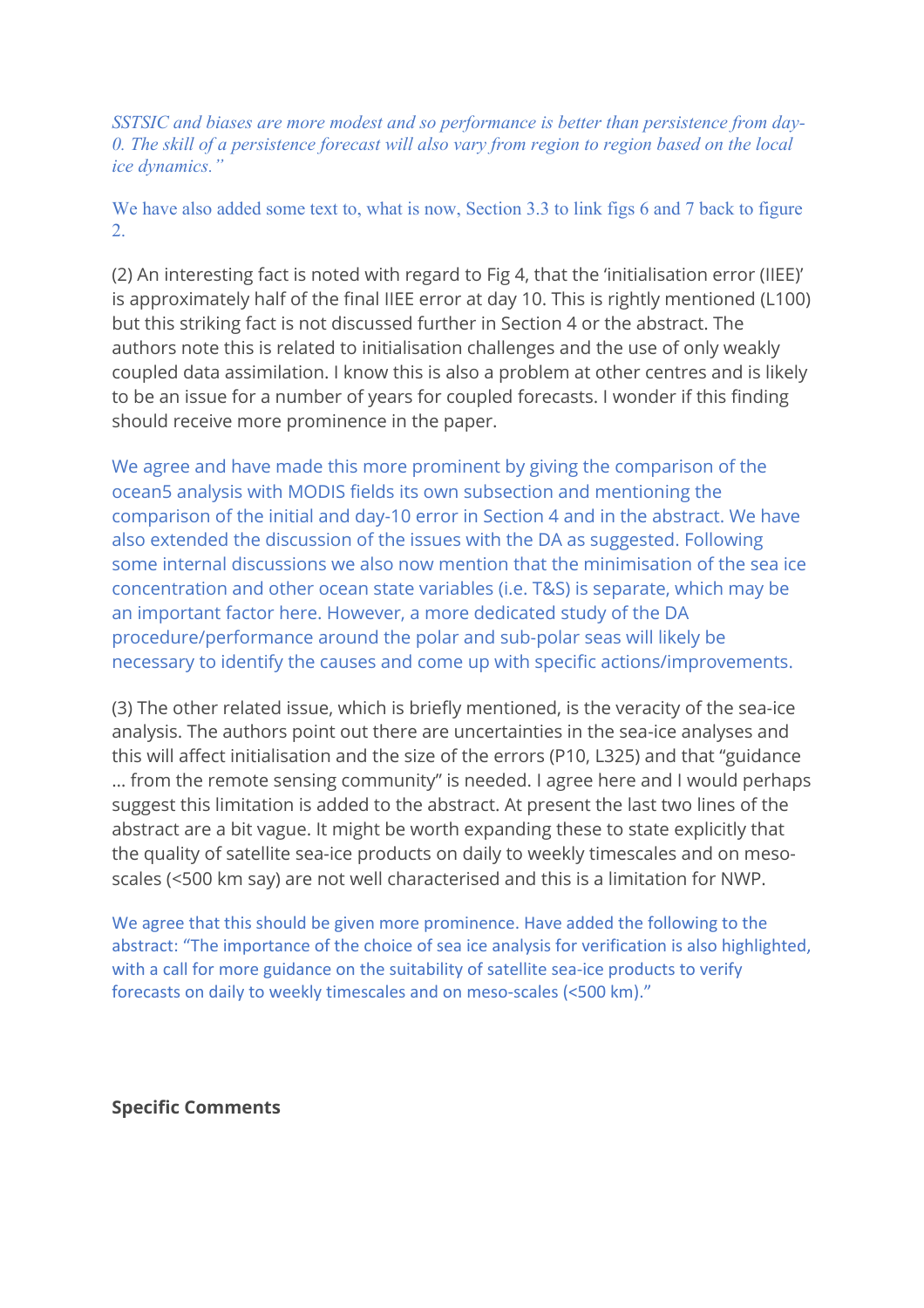*SSTSIC and biases are more modest and so performance is better than persistence from day-0. The skill of a persistence forecast will also vary from region to region based on the local ice dynamics."*

We have also added some text to, what is now, Section 3.3 to link figs 6 and 7 back to figure 2.

(2) An interesting fact is noted with regard to Fig 4, that the 'initialisation error (IIEE)' is approximately half of the final IIEE error at day 10. This is rightly mentioned (L100) but this striking fact is not discussed further in Section 4 or the abstract. The authors note this is related to initialisation challenges and the use of only weakly coupled data assimilation. I know this is also a problem at other centres and is likely to be an issue for a number of years for coupled forecasts. I wonder if this finding should receive more prominence in the paper.

We agree and have made this more prominent by giving the comparison of the ocean5 analysis with MODIS fields its own subsection and mentioning the comparison of the initial and day-10 error in Section 4 and in the abstract. We have also extended the discussion of the issues with the DA as suggested. Following some internal discussions we also now mention that the minimisation of the sea ice concentration and other ocean state variables (i.e. T&S) is separate, which may be an important factor here. However, a more dedicated study of the DA procedure/performance around the polar and sub-polar seas will likely be necessary to identify the causes and come up with specific actions/improvements.

(3) The other related issue, which is briefly mentioned, is the veracity of the sea-ice analysis. The authors point out there are uncertainties in the sea-ice analyses and this will affect initialisation and the size of the errors (P10, L325) and that "guidance … from the remote sensing community" is needed. I agree here and I would perhaps suggest this limitation is added to the abstract. At present the last two lines of the abstract are a bit vague. It might be worth expanding these to state explicitly that the quality of satellite sea-ice products on daily to weekly timescales and on meso-scales (<500 km say) are not well characterised and this is a limitation for NWP.

We agree that this should be given more prominence. Have added the following to the abstract: "The importance of the choice of sea ice analysis for verification is also highlighted, with a call for more guidance on the suitability of satellite sea-ice products to verify forecasts on daily to weekly timescales and on meso-scales (<500 km)."

**Specific Comments**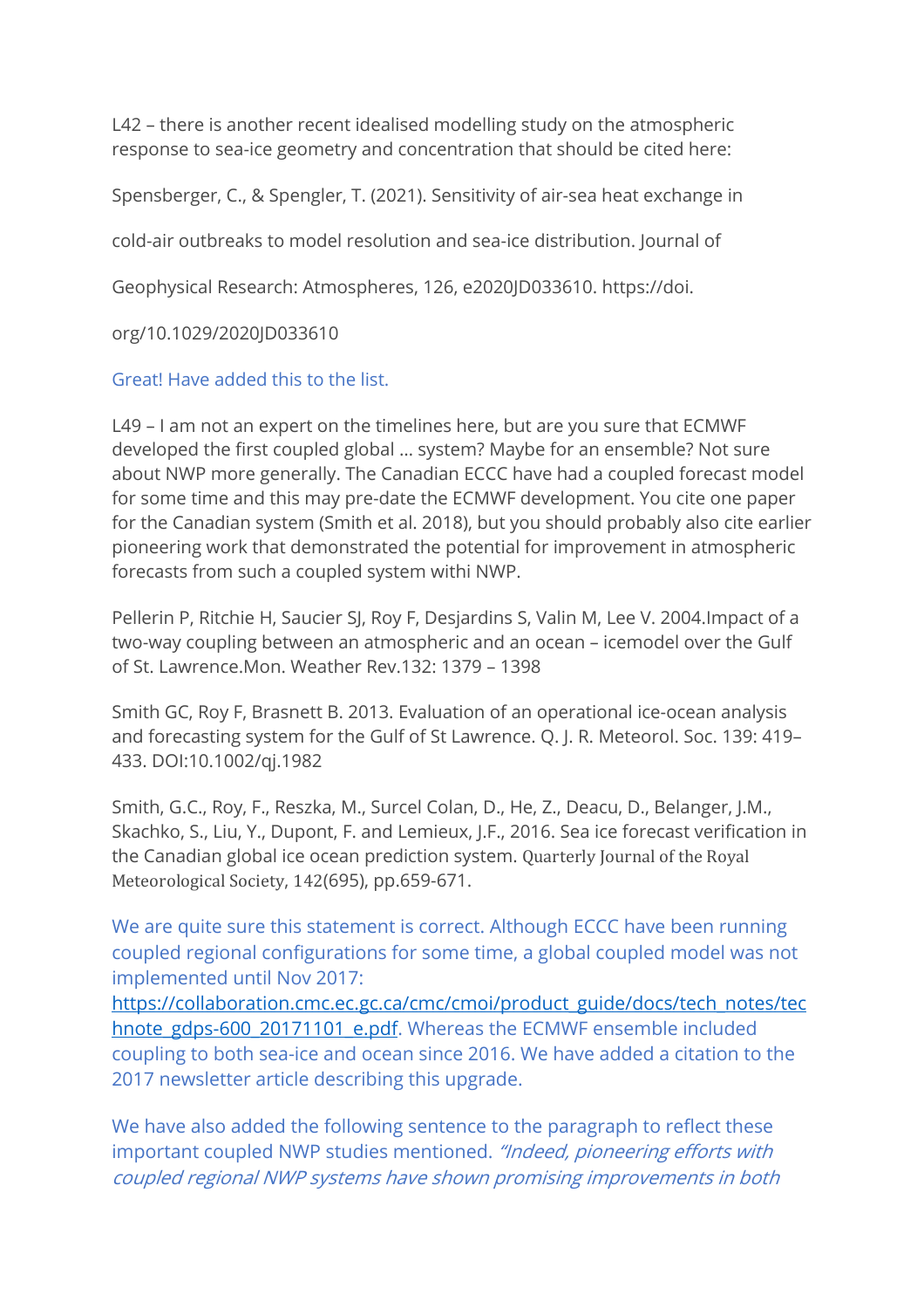L42 – there is another recent idealised modelling study on the atmospheric response to sea-ice geometry and concentration that should be cited here:

Spensberger, C., & Spengler, T. (2021). Sensitivity of air-sea heat exchange in

cold-air outbreaks to model resolution and sea-ice distribution. Journal of

Geophysical Research: Atmospheres, 126, e2020JD033610. https://doi.

org/10.1029/2020JD033610

Great! Have added this to the list.

L49 – I am not an expert on the timelines here, but are you sure that ECMWF developed the first coupled global … system? Maybe for an ensemble? Not sure about NWP more generally. The Canadian ECCC have had a coupled forecast model for some time and this may pre-date the ECMWF development. You cite one paper for the Canadian system (Smith et al. 2018), but you should probably also cite earlier pioneering work that demonstrated the potential for improvement in atmospheric forecasts from such a coupled system withi NWP.

Pellerin P, Ritchie H, Saucier SJ, Roy F, Desjardins S, Valin M, Lee V. 2004.Impact of a two-way coupling between an atmospheric and an ocean – icemodel over the Gulf of St. Lawrence.Mon. Weather Rev.132: 1379 – 1398

Smith GC, Roy F, Brasnett B. 2013. Evaluation of an operational ice-ocean analysis and forecasting system for the Gulf of St Lawrence. Q. J. R. Meteorol. Soc. 139: 419–433. DOI:10.1002/qj.1982

Smith, G.C., Roy, F., Reszka, M., Surcel Colan, D., He, Z., Deacu, D., Belanger, J.M., Skachko, S., Liu, Y., Dupont, F. and Lemieux, J.F., 2016. Sea ice forecast verification in the Canadian global ice ocean prediction system. Quarterly Journal of the Royal Meteorological Society, 142(695), pp.659-671.

We are quite sure this statement is correct. Although ECCC have been running coupled regional configurations for some time, a global coupled model was not implemented until Nov 2017: https://collaboration.cmc.ec.gc.ca/cmc/cmoi/product_guide/docs/tech_notes/technote_gdps-600_20171101_e.pdf. Whereas the ECMWF ensemble included coupling to both sea-ice and ocean since 2016. We have added a citation to the 2017 newsletter article describing this upgrade.

We have also added the following sentence to the paragraph to reflect these important coupled NWP studies mentioned. *"Indeed, pioneering efforts with coupled regional NWP systems have shown promising improvements in both*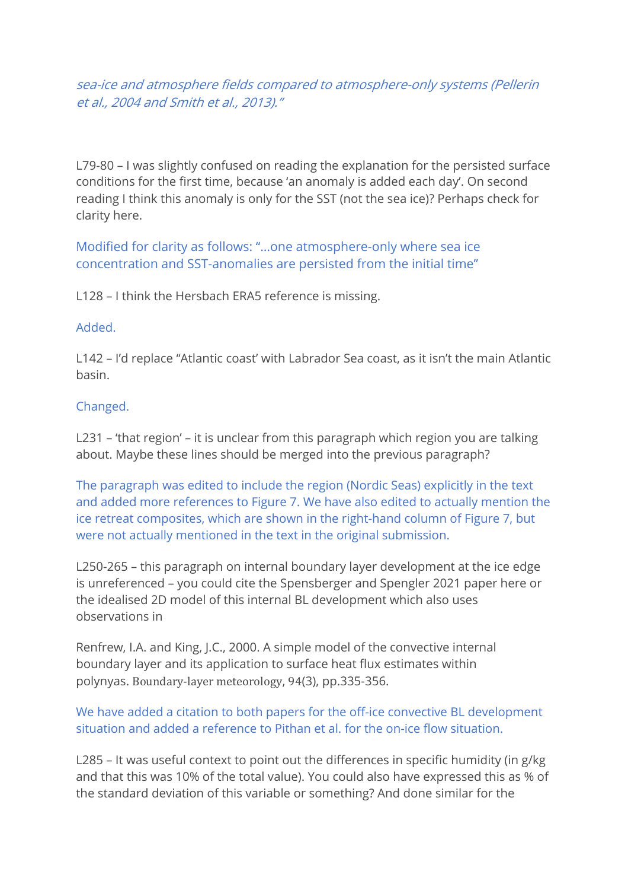*sea-ice and atmosphere fields compared to atmosphere-only systems (Pellerin et al., 2004 and Smith et al., 2013)."*

L79-80 – I was slightly confused on reading the explanation for the persisted surface conditions for the first time, because 'an anomaly is added each day'. On second reading I think this anomaly is only for the SST (not the sea ice)? Perhaps check for clarity here.

Modified for clarity as follows: "…one atmosphere-only where sea ice concentration and SST-anomalies are persisted from the initial time"

L128 – I think the Hersbach ERA5 reference is missing.

Added.

L142 – I'd replace "Atlantic coast' with Labrador Sea coast, as it isn't the main Atlantic basin.

Changed.

L231 – 'that region' – it is unclear from this paragraph which region you are talking about. Maybe these lines should be merged into the previous paragraph?

The paragraph was edited to include the region (Nordic Seas) explicitly in the text and added more references to Figure 7. We have also edited to actually mention the ice retreat composites, which are shown in the right-hand column of Figure 7, but were not actually mentioned in the text in the original submission.

L250-265 – this paragraph on internal boundary layer development at the ice edge is unreferenced – you could cite the Spensberger and Spengler 2021 paper here or the idealised 2D model of this internal BL development which also uses observations in

Renfrew, I.A. and King, J.C., 2000. A simple model of the convective internal boundary layer and its application to surface heat flux estimates within polynyas. Boundary-layer meteorology, 94(3), pp.335-356.

We have added a citation to both papers for the off-ice convective BL development situation and added a reference to Pithan et al. for the on-ice flow situation.

L285 – It was useful context to point out the differences in specific humidity (in g/kg and that this was 10% of the total value). You could also have expressed this as % of the standard deviation of this variable or something? And done similar for the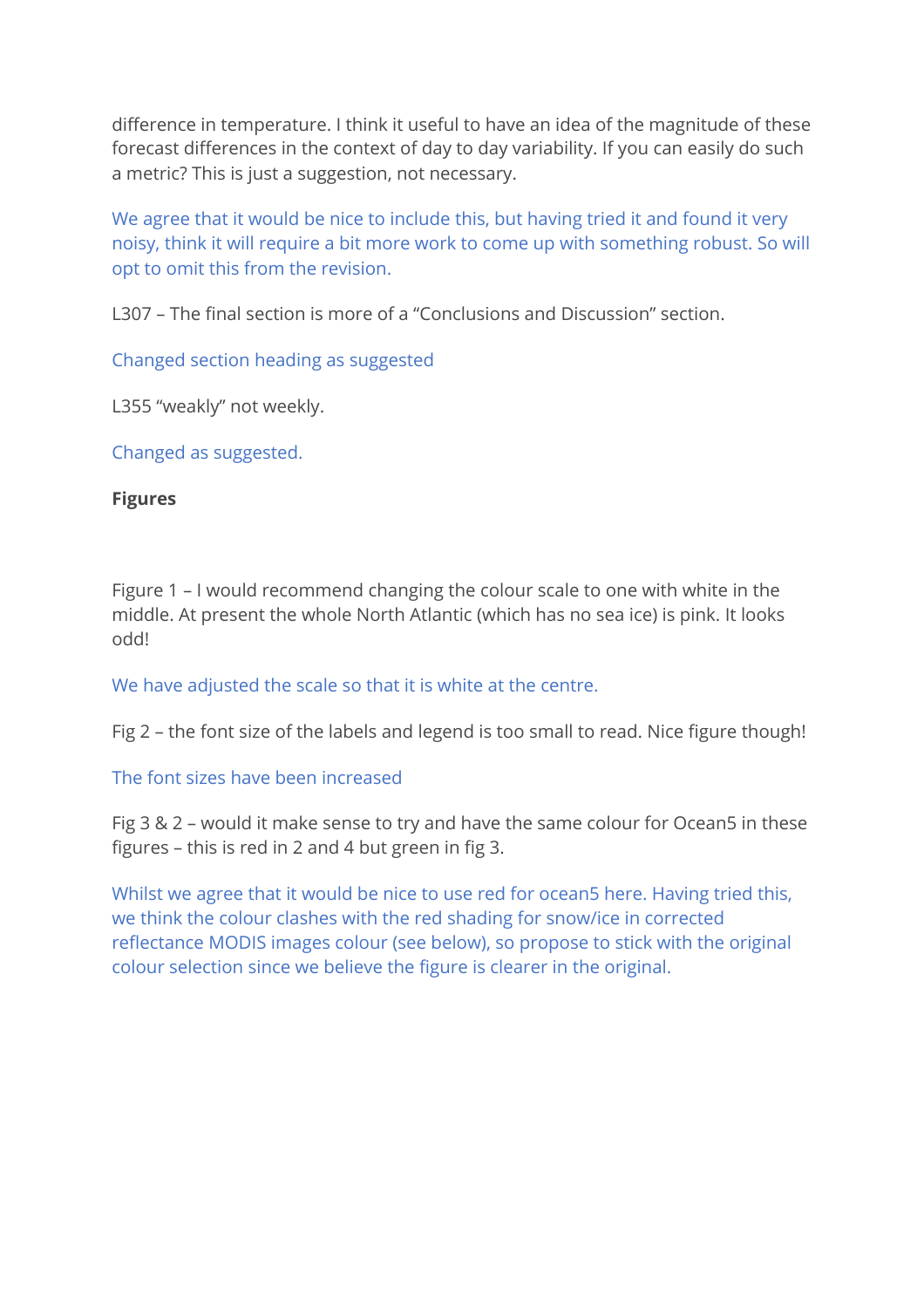difference in temperature. I think it useful to have an idea of the magnitude of these forecast differences in the context of day to day variability. If you can easily do such a metric? This is just a suggestion, not necessary.

We agree that it would be nice to include this, but having tried it and found it very noisy, think it will require a bit more work to come up with something robust. So will opt to omit this from the revision.

L307 – The final section is more of a "Conclusions and Discussion" section.

Changed section heading as suggested

L355 "weakly" not weekly.

Changed as suggested.

**Figures**

Figure 1 – I would recommend changing the colour scale to one with white in the middle. At present the whole North Atlantic (which has no sea ice) is pink. It looks odd!

We have adjusted the scale so that it is white at the centre.

Fig 2 – the font size of the labels and legend is too small to read. Nice figure though!

The font sizes have been increased

Fig 3 & 2 – would it make sense to try and have the same colour for Ocean5 in these figures – this is red in 2 and 4 but green in fig 3.

Whilst we agree that it would be nice to use red for ocean5 here. Having tried this, we think the colour clashes with the red shading for snow/ice in corrected reflectance MODIS images colour (see below), so propose to stick with the original colour selection since we believe the figure is clearer in the original.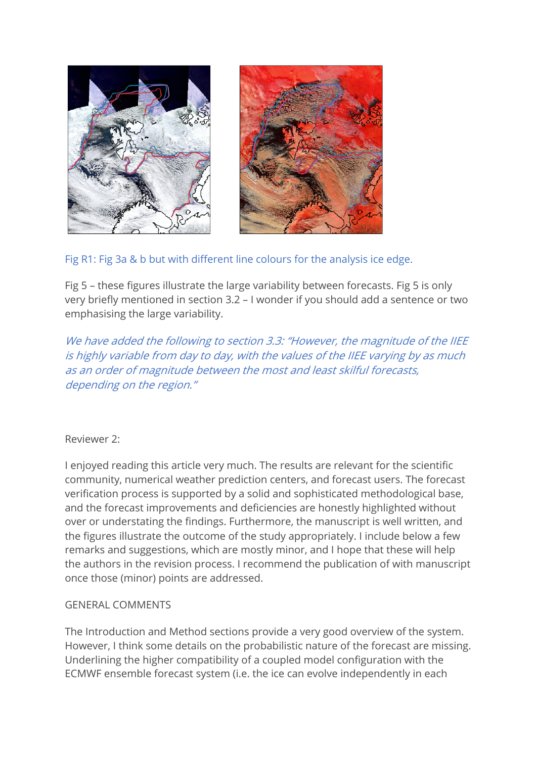Fig R1: Fig 3a & b but with different line colours for the analysis ice edge.

Fig 5 – these figures illustrate the large variability between forecasts. Fig 5 is only very briefly mentioned in section 3.2 – I wonder if you should add a sentence or two emphasising the large variability.

*We have added the following to section 3.3: "However, the magnitude of the IIEE is highly variable from day to day, with the values of the IIEE varying by as much as an order of magnitude between the most and least skilful forecasts, depending on the region."*

Reviewer 2:

I enjoyed reading this article very much. The results are relevant for the scientific community, numerical weather prediction centers, and forecast users. The forecast verification process is supported by a solid and sophisticated methodological base, and the forecast improvements and deficiencies are honestly highlighted without over or understating the findings. Furthermore, the manuscript is well written, and the figures illustrate the outcome of the study appropriately. I include below a few remarks and suggestions, which are mostly minor, and I hope that these will help the authors in the revision process. I recommend the publication of with manuscript once those (minor) points are addressed.

GENERAL COMMENTS

The Introduction and Method sections provide a very good overview of the system. However, I think some details on the probabilistic nature of the forecast are missing. Underlining the higher compatibility of a coupled model configuration with the ECMWF ensemble forecast system (i.e. the ice can evolve independently in each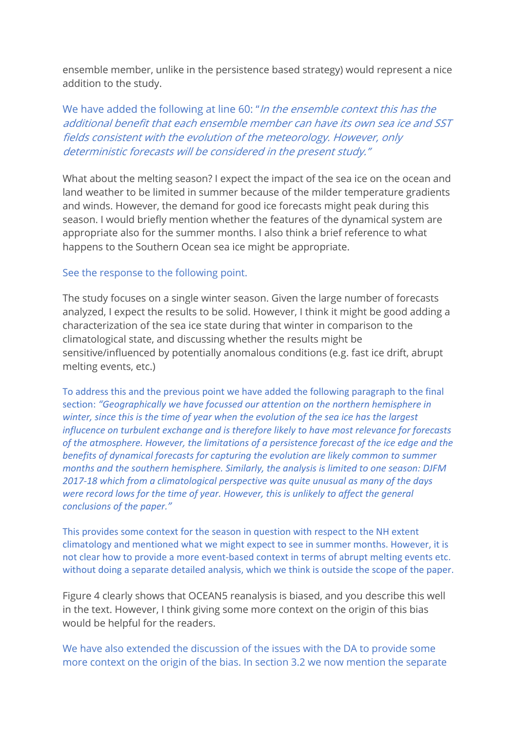ensemble member, unlike in the persistence based strategy) would represent a nice addition to the study.

We have added the following at line 60: "*In the ensemble context this has the additional benefit that each ensemble member can have its own sea ice and SST fields consistent with the evolution of the meteorology. However, only deterministic forecasts will be considered in the present study.*"

What about the melting season? I expect the impact of the sea ice on the ocean and land weather to be limited in summer because of the milder temperature gradients and winds. However, the demand for good ice forecasts might peak during this season. I would briefly mention whether the features of the dynamical system are appropriate also for the summer months. I also think a brief reference to what happens to the Southern Ocean sea ice might be appropriate.

See the response to the following point.

The study focuses on a single winter season. Given the large number of forecasts analyzed, I expect the results to be solid. However, I think it might be good adding a characterization of the sea ice state during that winter in comparison to the climatological state, and discussing whether the results might be sensitive/influenced by potentially anomalous conditions (e.g. fast ice drift, abrupt melting events, etc.)

To address this and the previous point we have added the following paragraph to the final section: *"Geographically we have focussed our attention on the northern hemisphere in winter, since this is the time of year when the evolution of the sea ice has the largest influcence on turbulent exchange and is therefore likely to have most relevance for forecasts of the atmosphere. However, the limitations of a persistence forecast of the ice edge and the benefits of dynamical forecasts for capturing the evolution are likely common to summer months and the southern hemisphere. Similarly, the analysis is limited to one season: DJFM 2017-18 which from a climatological perspective was quite unusual as many of the days were record lows for the time of year. However, this is unlikely to affect the general conclusions of the paper."*

This provides some context for the season in question with respect to the NH extent climatology and mentioned what we might expect to see in summer months. However, it is not clear how to provide a more event-based context in terms of abrupt melting events etc. without doing a separate detailed analysis, which we think is outside the scope of the paper.

Figure 4 clearly shows that OCEAN5 reanalysis is biased, and you describe this well in the text. However, I think giving some more context on the origin of this bias would be helpful for the readers.

We have also extended the discussion of the issues with the DA to provide some more context on the origin of the bias. In section 3.2 we now mention the separate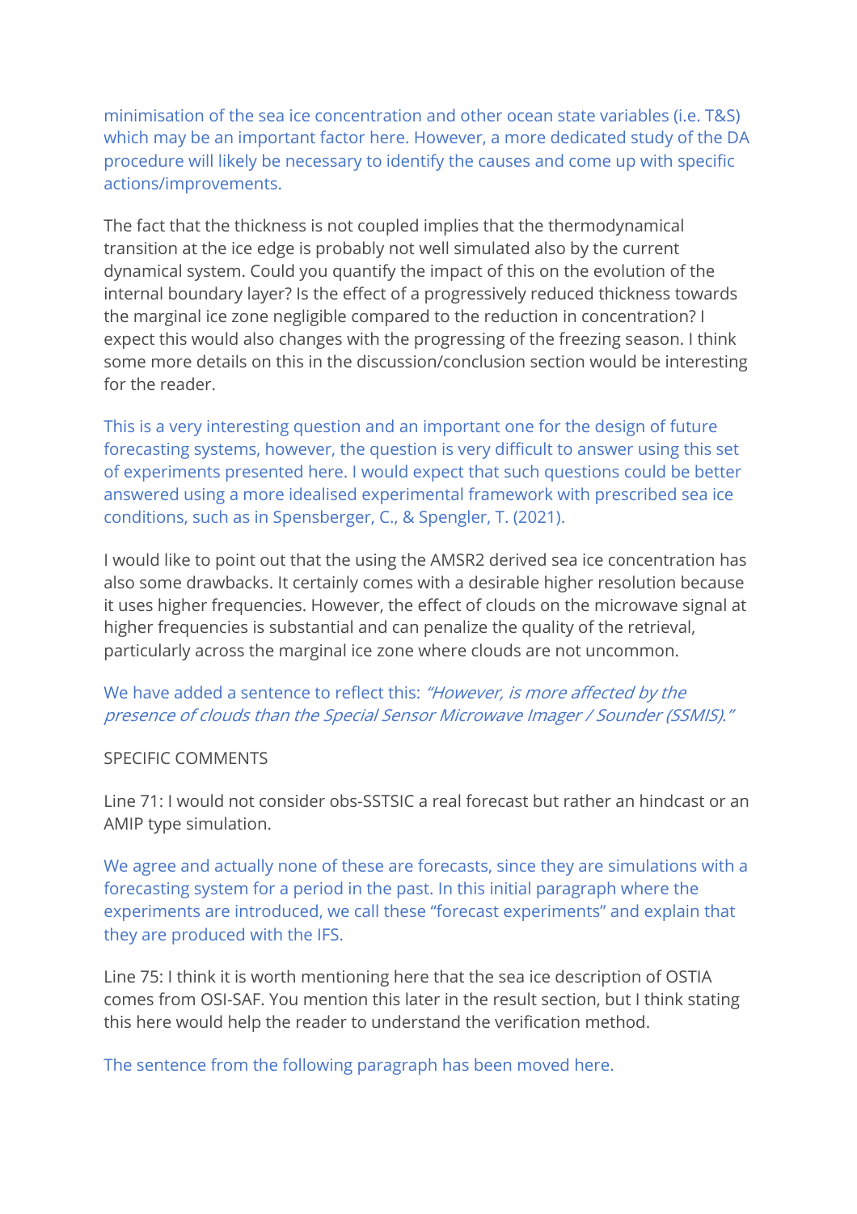minimisation of the sea ice concentration and other ocean state variables (i.e. T&S) which may be an important factor here. However, a more dedicated study of the DA procedure will likely be necessary to identify the causes and come up with specific actions/improvements.

The fact that the thickness is not coupled implies that the thermodynamical transition at the ice edge is probably not well simulated also by the current dynamical system. Could you quantify the impact of this on the evolution of the internal boundary layer? Is the effect of a progressively reduced thickness towards the marginal ice zone negligible compared to the reduction in concentration? I expect this would also changes with the progressing of the freezing season. I think some more details on this in the discussion/conclusion section would be interesting for the reader.

This is a very interesting question and an important one for the design of future forecasting systems, however, the question is very difficult to answer using this set of experiments presented here. I would expect that such questions could be better answered using a more idealised experimental framework with prescribed sea ice conditions, such as in Spensberger, C., & Spengler, T. (2021).

I would like to point out that the using the AMSR2 derived sea ice concentration has also some drawbacks. It certainly comes with a desirable higher resolution because it uses higher frequencies. However, the effect of clouds on the microwave signal at higher frequencies is substantial and can penalize the quality of the retrieval, particularly across the marginal ice zone where clouds are not uncommon.

We have added a sentence to reflect this: *"However, is more affected by the presence of clouds than the Special Sensor Microwave Imager / Sounder (SSMIS)."*

SPECIFIC COMMENTS

Line 71: I would not consider obs-SSTSIC a real forecast but rather an hindcast or an AMIP type simulation.

We agree and actually none of these are forecasts, since they are simulations with a forecasting system for a period in the past. In this initial paragraph where the experiments are introduced, we call these "forecast experiments" and explain that they are produced with the IFS.

Line 75: I think it is worth mentioning here that the sea ice description of OSTIA comes from OSI-SAF. You mention this later in the result section, but I think stating this here would help the reader to understand the verification method.

The sentence from the following paragraph has been moved here.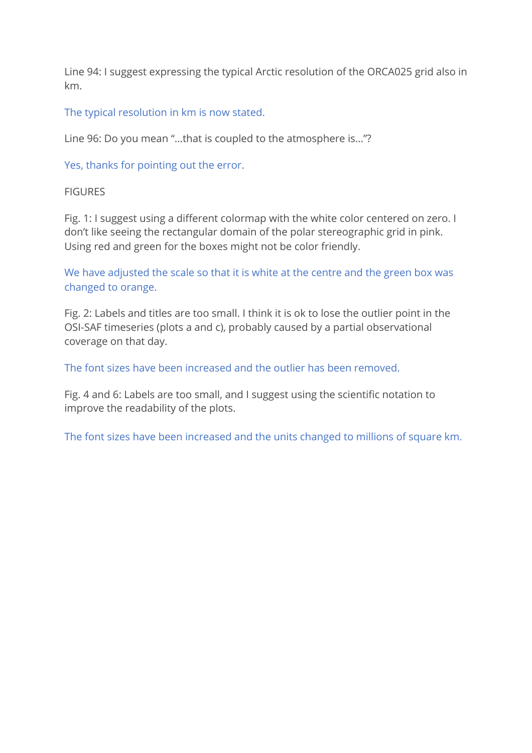Line 94: I suggest expressing the typical Arctic resolution of the ORCA025 grid also in km.

The typical resolution in km is now stated.

Line 96: Do you mean "...that is coupled to the atmosphere is..."?

Yes, thanks for pointing out the error.

FIGURES

Fig. 1: I suggest using a different colormap with the white color centered on zero. I don't like seeing the rectangular domain of the polar stereographic grid in pink. Using red and green for the boxes might not be color friendly.

We have adjusted the scale so that it is white at the centre and the green box was changed to orange.

Fig. 2: Labels and titles are too small. I think it is ok to lose the outlier point in the OSI-SAF timeseries (plots a and c), probably caused by a partial observational coverage on that day.

The font sizes have been increased and the outlier has been removed.

Fig. 4 and 6: Labels are too small, and I suggest using the scientific notation to improve the readability of the plots.

The font sizes have been increased and the units changed to millions of square km.